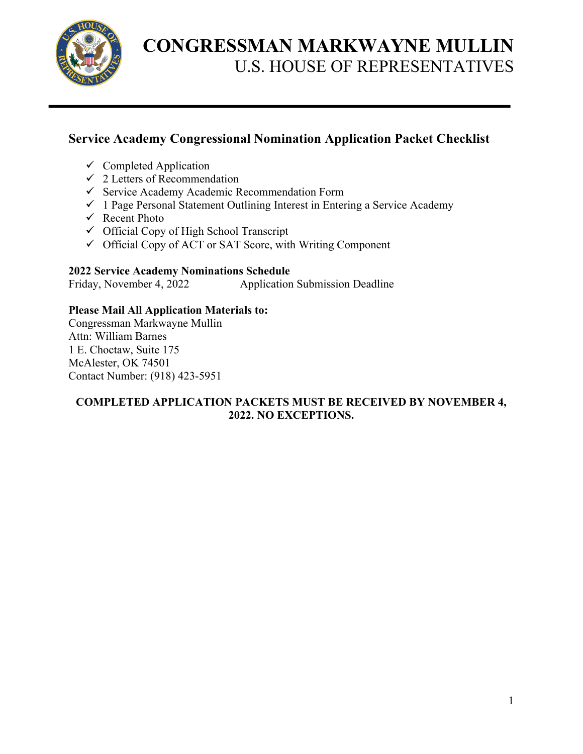# CONGRESSMAN MARKWAYNE MULLIN

U.S. HOUSE OF REPRESENTATIVES

## Service Academy Congressional Nomination Application Packet Checklist

- ✓ Completed Application
- ✓ 2 Letters of Recommendation
- ✓ Service Academy Academic Recommendation Form
- ✓ 1 Page Personal Statement Outlining Interest in Entering a Service Academy
- ✓ Recent Photo
- ✓ Official Copy of High School Transcript
- ✓ Official Copy of ACT or SAT Score, with Writing Component

**2022 Service Academy Nominations Schedule**

Friday, November 4, 2022 — Application Submission Deadline

**Please Mail All Application Materials to:**

Congressman Markwayne Mullin
Attn: William Barnes
1 E. Choctaw, Suite 175
McAlester, OK 74501
Contact Number: (918) 423-5951

**COMPLETED APPLICATION PACKETS MUST BE RECEIVED BY NOVEMBER 4, 2022. NO EXCEPTIONS.**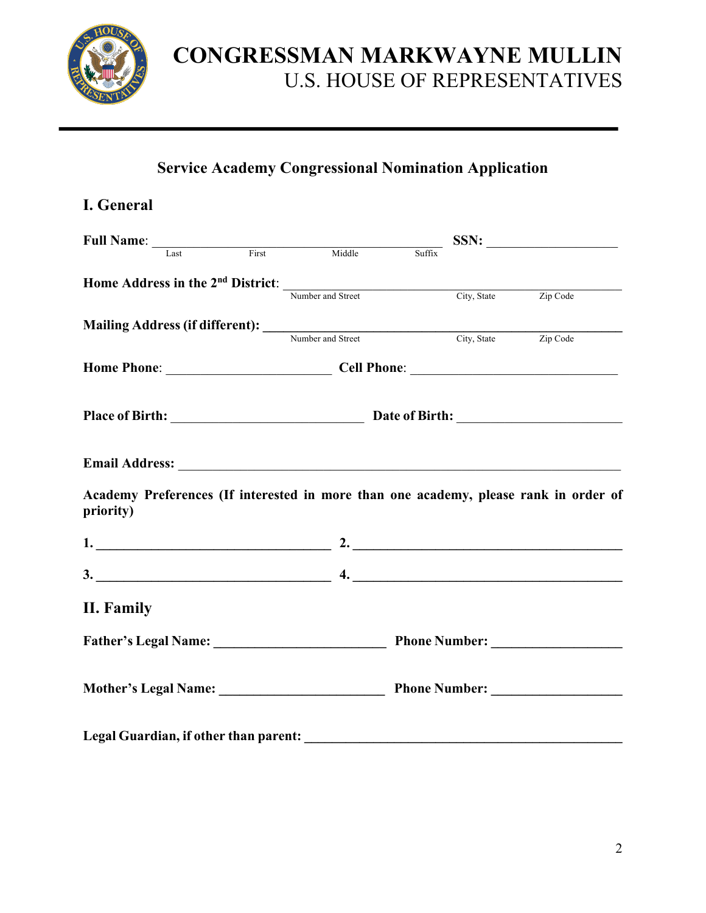# CONGRESSMAN MARKWAYNE MULLIN
## U.S. HOUSE OF REPRESENTATIVES

---

### Service Academy Congressional Nomination Application

## I. General

**Full Name**: ______________________________________________ **SSN:** ____________________
Last First Middle Suffix

**Home Address in the 2nd District**: _______________________________________________
Number and Street City, State Zip Code

**Mailing Address (if different):** _______________________________________________
Number and Street City, State Zip Code

**Home Phone**: ________________________ **Cell Phone**: ______________________________

**Place of Birth:** ____________________________ **Date of Birth:** ________________________

**Email Address:** ________________________________________________________________

**Academy Preferences (If interested in more than one academy, please rank in order of priority)**

**1.** __________________________________ **2.** ________________________________________

**3.** __________________________________ **4.** ________________________________________

## II. Family

**Father's Legal Name:** _________________________ **Phone Number:** ___________________

**Mother's Legal Name:** ________________________ **Phone Number:** ___________________

**Legal Guardian, if other than parent:** ______________________________________________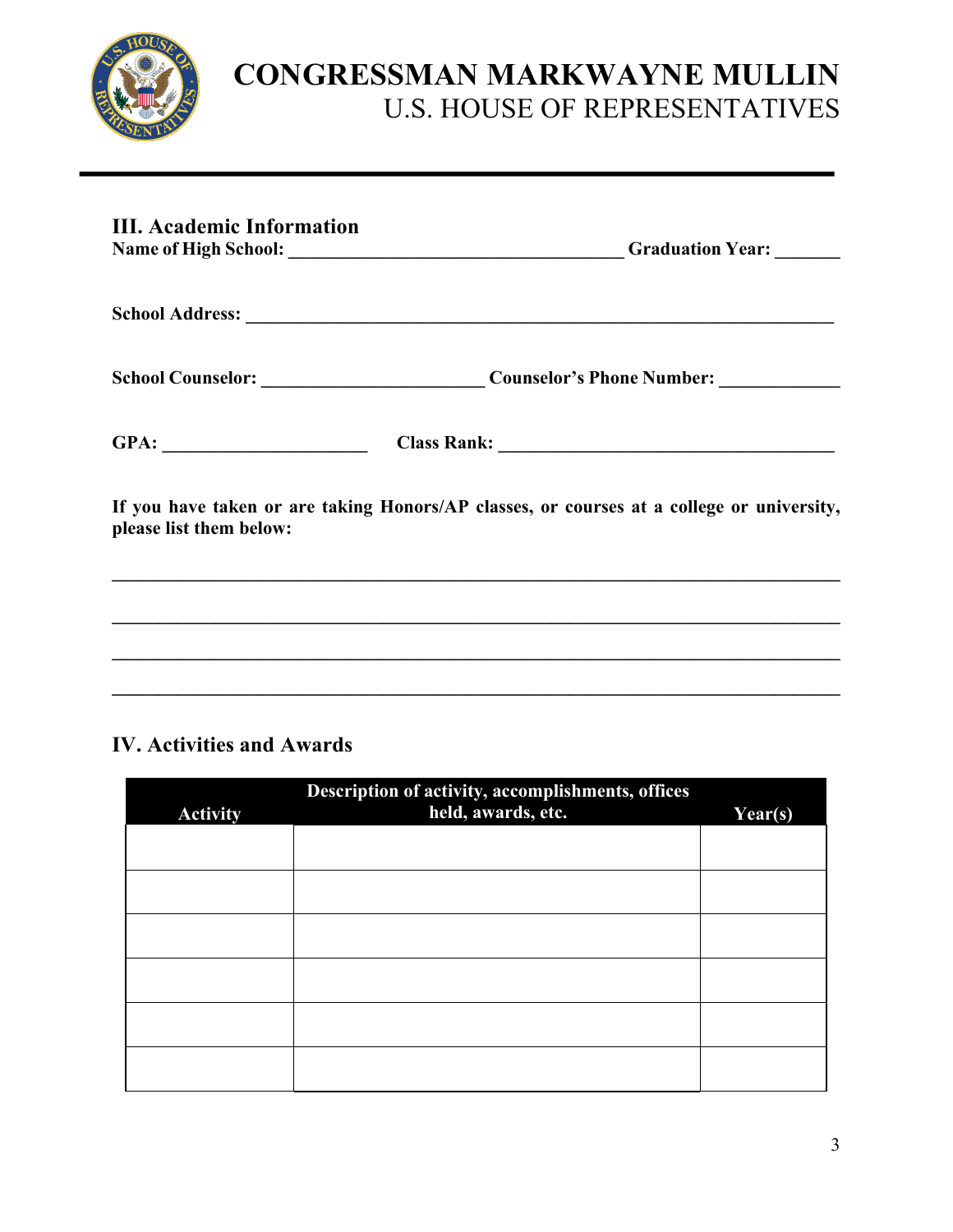**CONGRESSMAN MARKWAYNE MULLIN**
U.S. HOUSE OF REPRESENTATIVES

## III. Academic Information

**Name of High School: ____________________________________ Graduation Year: _______**

**School Address: _________________________________________________________________**

**School Counselor: ________________________ Counselor's Phone Number: _____________**

**GPA: ______________________ Class Rank: ____________________________________**

**If you have taken or are taking Honors/AP classes, or courses at a college or university, please list them below:**

___________________________________________________________________________

___________________________________________________________________________

___________________________________________________________________________

___________________________________________________________________________

## IV. Activities and Awards

| Activity | Description of activity, accomplishments, offices held, awards, etc. | Year(s) |
|---|---|---|
| | | |
| | | |
| | | |
| | | |
| | | |
| | | |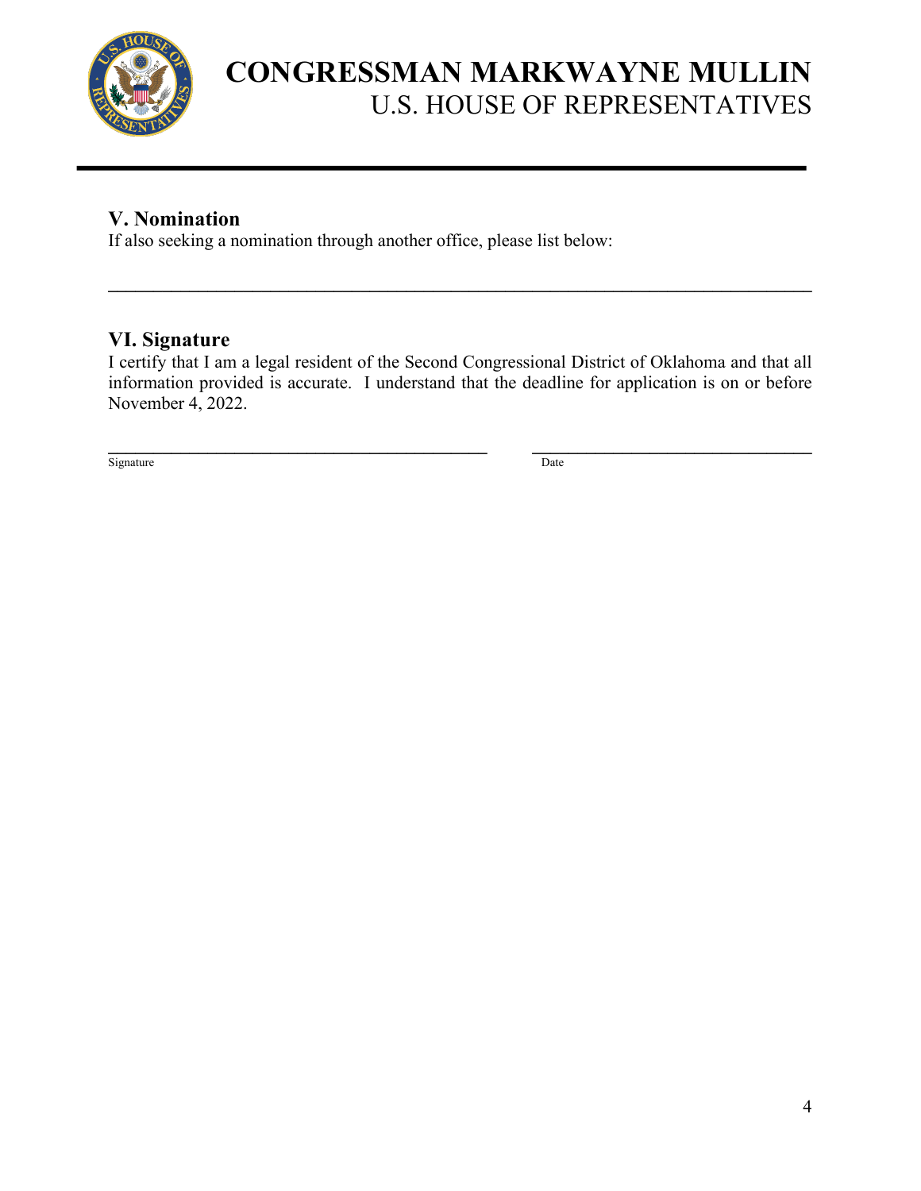# CONGRESSMAN MARKWAYNE MULLIN
U.S. HOUSE OF REPRESENTATIVES

---

### V. Nomination

If also seeking a nomination through another office, please list below:

\_\_\_\_\_\_\_\_\_\_\_\_\_\_\_\_\_\_\_\_\_\_\_\_\_\_\_\_\_\_\_\_\_\_\_\_\_\_\_\_\_\_\_\_\_\_\_\_\_\_\_\_\_\_\_\_\_\_\_\_\_\_\_\_\_\_\_\_\_\_

### VI. Signature

I certify that I am a legal resident of the Second Congressional District of Oklahoma and that all information provided is accurate. I understand that the deadline for application is on or before November 4, 2022.

\_\_\_\_\_\_\_\_\_\_\_\_\_\_\_\_\_\_\_\_\_\_\_\_\_\_\_\_\_\_\_\_\_\_\_\_\_\_\_\_ \_\_\_\_\_\_\_\_\_\_\_\_\_\_\_\_\_\_\_\_\_\_\_\_\_\_\_\_\_\_
Signature Date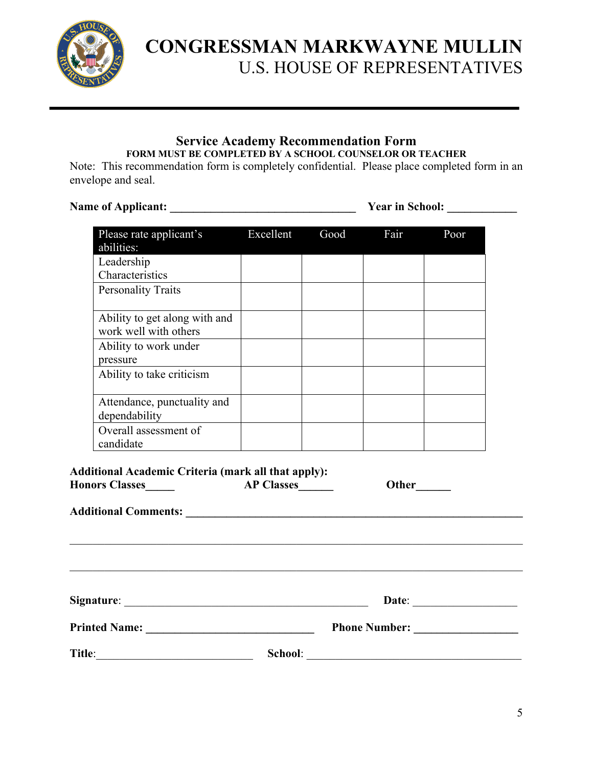# CONGRESSMAN MARKWAYNE MULLIN
U.S. HOUSE OF REPRESENTATIVES

---

## Service Academy Recommendation Form

**FORM MUST BE COMPLETED BY A SCHOOL COUNSELOR OR TEACHER**

Note: This recommendation form is completely confidential. Please place completed form in an envelope and seal.

**Name of Applicant:** ________________________________ **Year in School:** ___________

| Please rate applicant's abilities: | Excellent | Good | Fair | Poor |
|---|---|---|---|---|
| Leadership Characteristics | | | | |
| Personality Traits | | | | |
| Ability to get along with and work well with others | | | | |
| Ability to work under pressure | | | | |
| Ability to take criticism | | | | |
| Attendance, punctuality and dependability | | | | |
| Overall assessment of candidate | | | | |

**Additional Academic Criteria (mark all that apply):**
**Honors Classes_____** **AP Classes______** **Other______**

**Additional Comments:** ____________________________________________________________

_____________________________________________________________________________

_____________________________________________________________________________

**Signature**: ___________________________________________ **Date**: __________________

**Printed Name:** ____________________________ **Phone Number:** __________________

**Title**:___________________________ **School**: ______________________________________